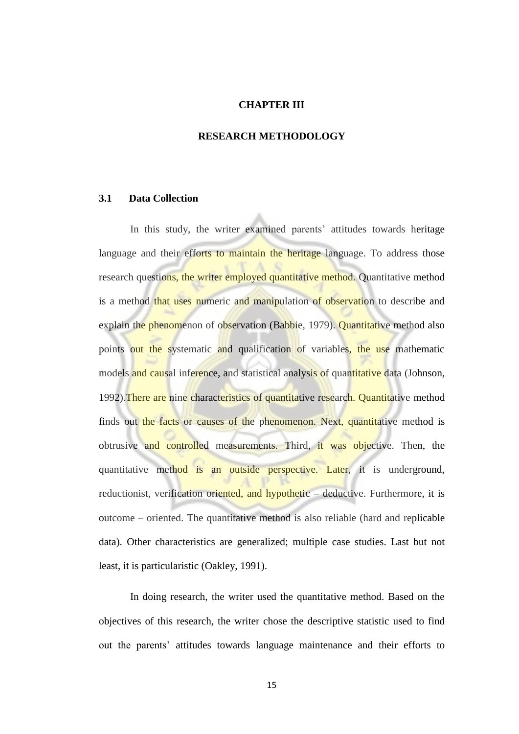# CHAPTER III

# RESEARCH METHODOLOGY

## 3.1 Data Collection

In this study, the writer examined parents' attitudes towards heritage language and their efforts to maintain the heritage language. To address those research questions, the writer employed quantitative method. Quantitative method is a method that uses numeric and manipulation of observation to describe and explain the phenomenon of observation (Babbie, 1979). Quantitative method also points out the systematic and qualification of variables, the use mathematic models and causal inference, and statistical analysis of quantitative data (Johnson, 1992).There are nine characteristics of quantitative research. Quantitative method finds out the facts or causes of the phenomenon. Next, quantitative method is obtrusive and controlled measurements. Third, it was objective. Then, the quantitative method is an outside perspective. Later, it is underground, reductionist, verification oriented, and hypothetic – deductive. Furthermore, it is outcome – oriented. The quantitative method is also reliable (hard and replicable data). Other characteristics are generalized; multiple case studies. Last but not least, it is particularistic (Oakley, 1991).

In doing research, the writer used the quantitative method. Based on the objectives of this research, the writer chose the descriptive statistic used to find out the parents' attitudes towards language maintenance and their efforts to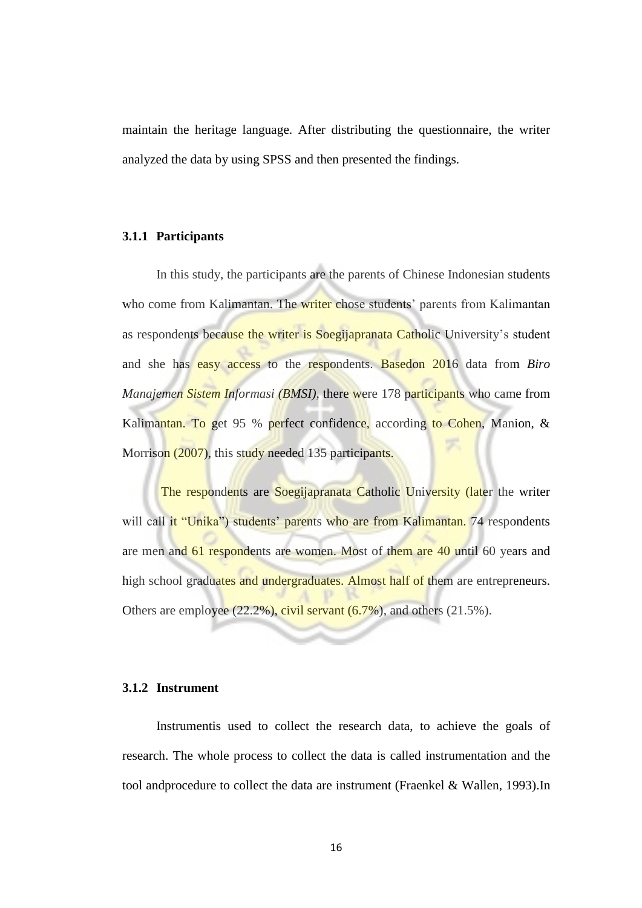maintain the heritage language. After distributing the questionnaire, the writer analyzed the data by using SPSS and then presented the findings.

### 3.1.1 Participants

In this study, the participants are the parents of Chinese Indonesian students who come from Kalimantan. The writer chose students' parents from Kalimantan as respondents because the writer is Soegijapranata Catholic University's student and she has easy access to the respondents. Basedon 2016 data from *Biro Manajemen Sistem Informasi (BMSI)*, there were 178 participants who came from Kalimantan. To get 95 % perfect confidence, according to Cohen, Manion, & Morrison (2007), this study needed 135 participants.

The respondents are Soegijapranata Catholic University (later the writer will call it "Unika") students' parents who are from Kalimantan. 74 respondents are men and 61 respondents are women. Most of them are 40 until 60 years and high school graduates and undergraduates. Almost half of them are entrepreneurs. Others are employee (22.2%), civil servant (6.7%), and others (21.5%).

### 3.1.2 Instrument

Instrumentis used to collect the research data, to achieve the goals of research. The whole process to collect the data is called instrumentation and the tool andprocedure to collect the data are instrument (Fraenkel & Wallen, 1993).In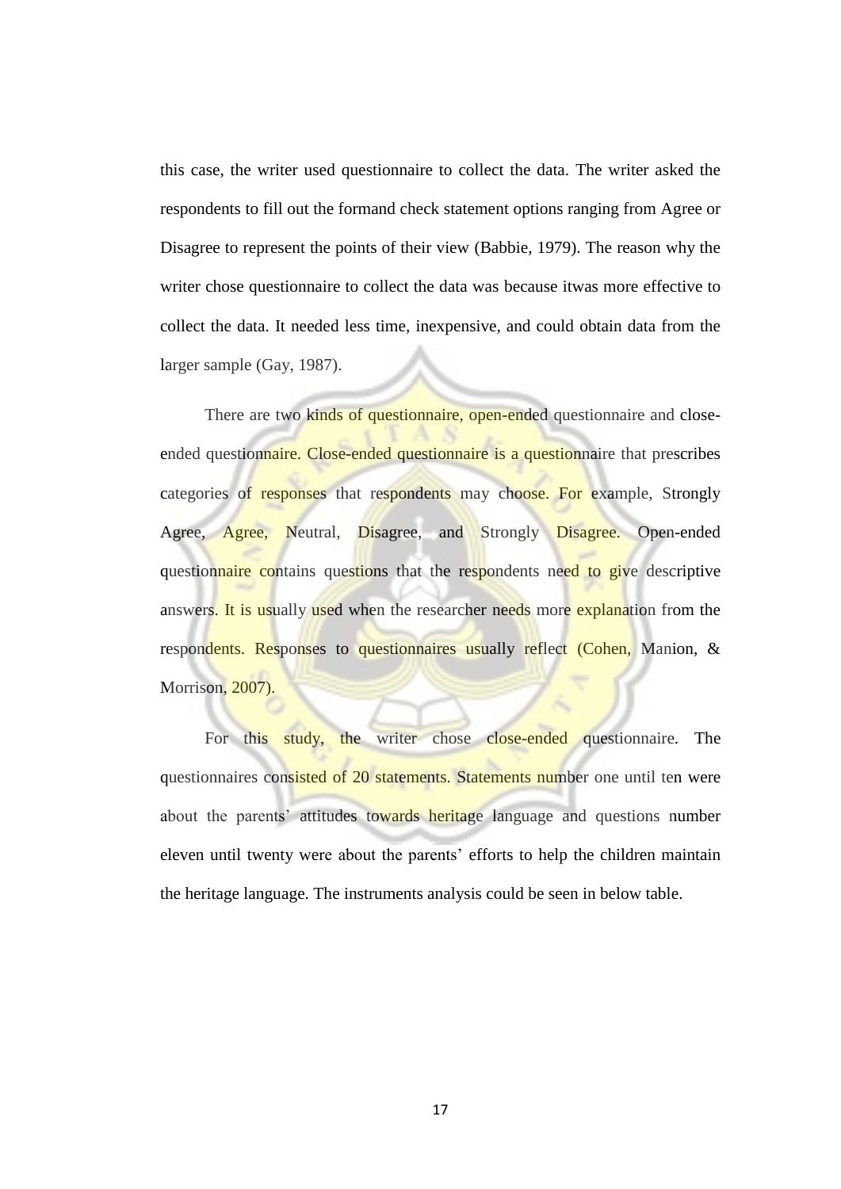this case, the writer used questionnaire to collect the data. The writer asked the respondents to fill out the formand check statement options ranging from Agree or Disagree to represent the points of their view (Babbie, 1979). The reason why the writer chose questionnaire to collect the data was because itwas more effective to collect the data. It needed less time, inexpensive, and could obtain data from the larger sample (Gay, 1987).

There are two kinds of questionnaire, open-ended questionnaire and close-ended questionnaire. Close-ended questionnaire is a questionnaire that prescribes categories of responses that respondents may choose. For example, Strongly Agree, Agree, Neutral, Disagree, and Strongly Disagree. Open-ended questionnaire contains questions that the respondents need to give descriptive answers. It is usually used when the researcher needs more explanation from the respondents. Responses to questionnaires usually reflect (Cohen, Manion, & Morrison, 2007).

For this study, the writer chose close-ended questionnaire. The questionnaires consisted of 20 statements. Statements number one until ten were about the parents' attitudes towards heritage language and questions number eleven until twenty were about the parents' efforts to help the children maintain the heritage language. The instruments analysis could be seen in below table.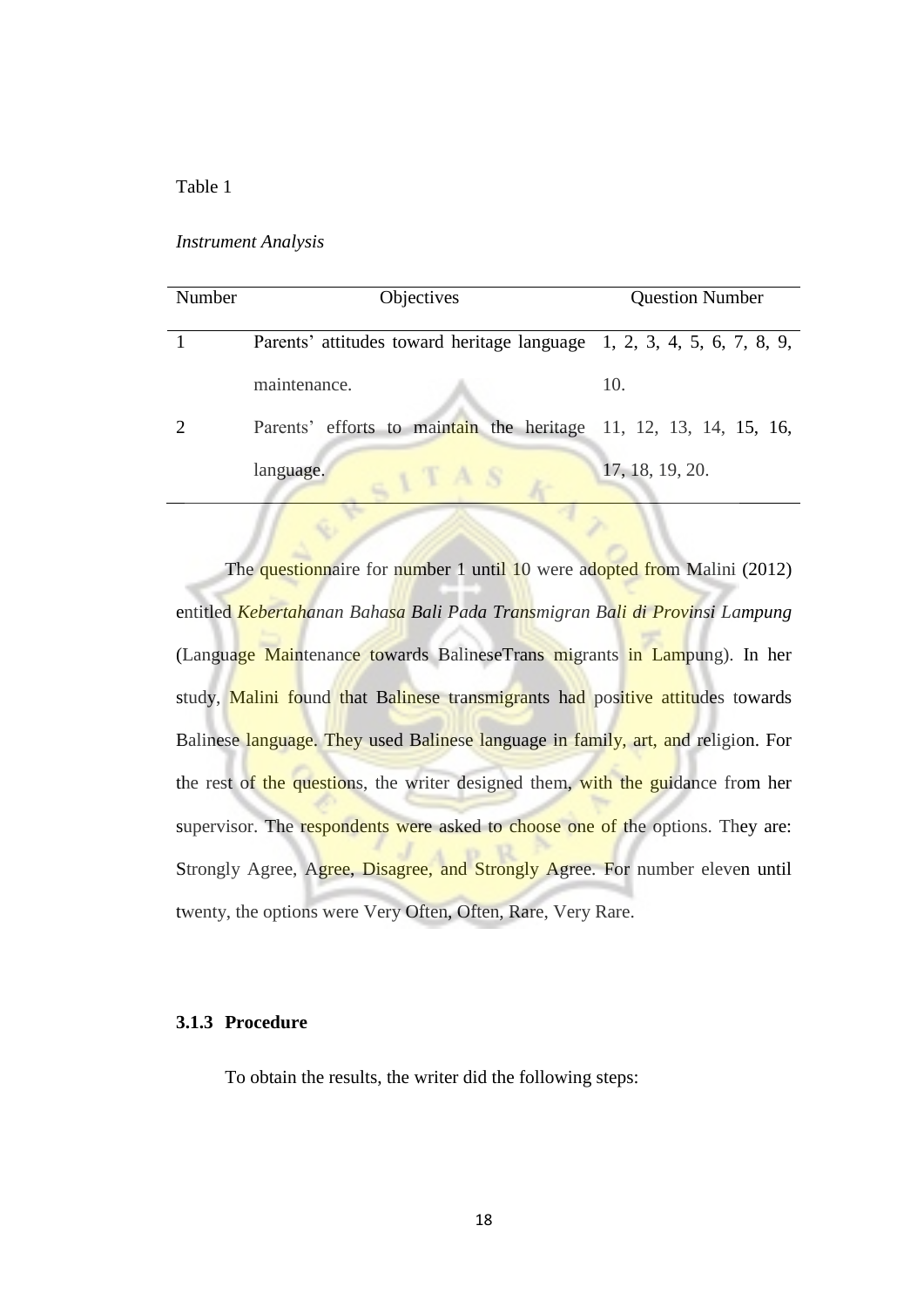Table 1

*Instrument Analysis*

| Number | Objectives | Question Number |
|---|---|---|
| 1 | Parents' attitudes toward heritage language maintenance. | 1, 2, 3, 4, 5, 6, 7, 8, 9, 10. |
| 2 | Parents' efforts to maintain the heritage language. | 11, 12, 13, 14, 15, 16, 17, 18, 19, 20. |

The questionnaire for number 1 until 10 were adopted from Malini (2012) entitled *Kebertahanan Bahasa Bali Pada Transmigran Bali di Provinsi Lampung* (Language Maintenance towards BalineseTrans migrants in Lampung). In her study, Malini found that Balinese transmigrants had positive attitudes towards Balinese language. They used Balinese language in family, art, and religion. For the rest of the questions, the writer designed them, with the guidance from her supervisor. The respondents were asked to choose one of the options. They are: Strongly Agree, Agree, Disagree, and Strongly Agree. For number eleven until twenty, the options were Very Often, Often, Rare, Very Rare.

### 3.1.3 Procedure

To obtain the results, the writer did the following steps: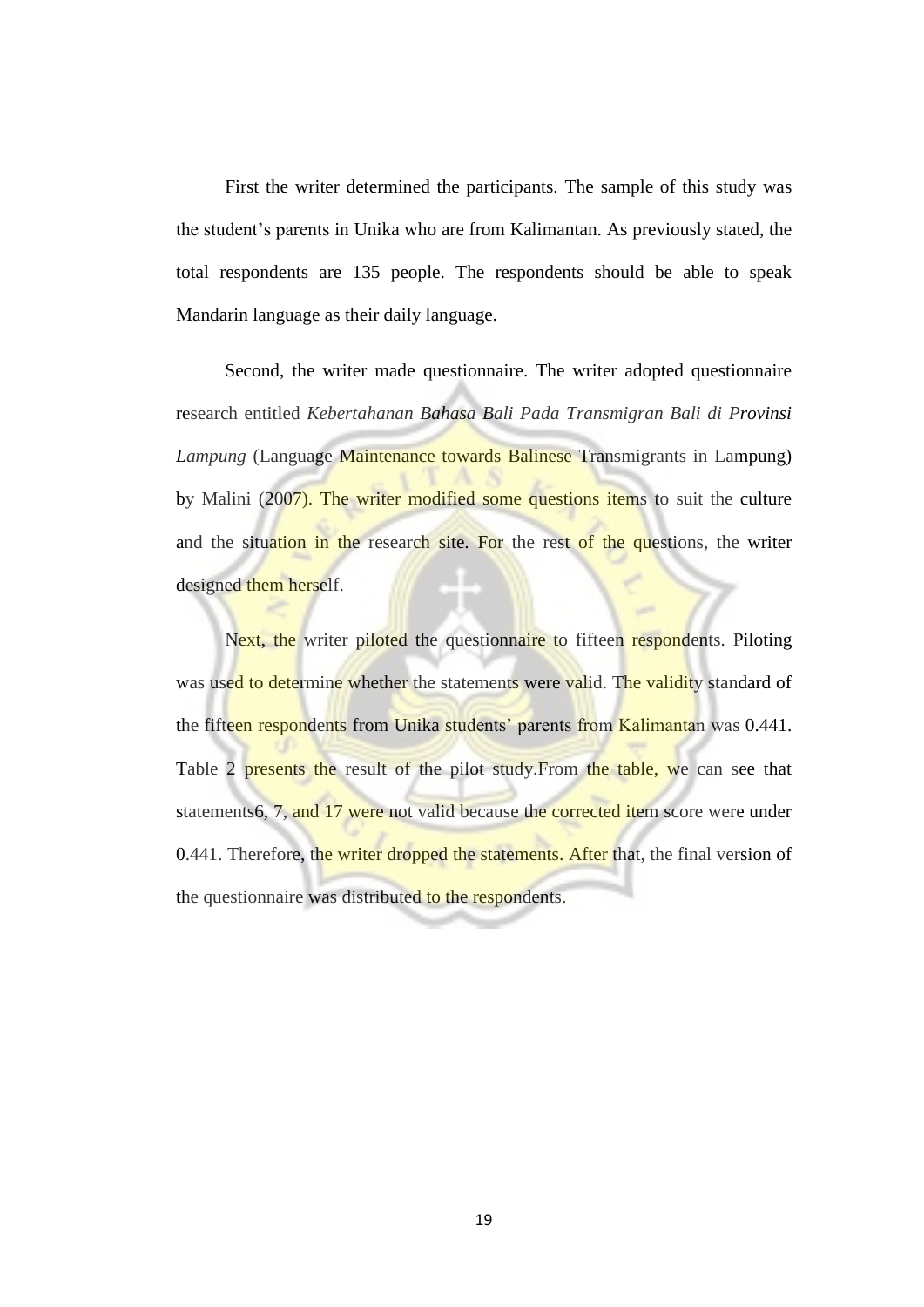First the writer determined the participants. The sample of this study was the student's parents in Unika who are from Kalimantan. As previously stated, the total respondents are 135 people. The respondents should be able to speak Mandarin language as their daily language.

Second, the writer made questionnaire. The writer adopted questionnaire research entitled *Kebertahanan Bahasa Bali Pada Transmigran Bali di Provinsi Lampung* (Language Maintenance towards Balinese Transmigrants in Lampung) by Malini (2007). The writer modified some questions items to suit the culture and the situation in the research site. For the rest of the questions, the writer designed them herself.

Next, the writer piloted the questionnaire to fifteen respondents. Piloting was used to determine whether the statements were valid. The validity standard of the fifteen respondents from Unika students' parents from Kalimantan was 0.441. Table 2 presents the result of the pilot study.From the table, we can see that statements6, 7, and 17 were not valid because the corrected item score were under 0.441. Therefore, the writer dropped the statements. After that, the final version of the questionnaire was distributed to the respondents.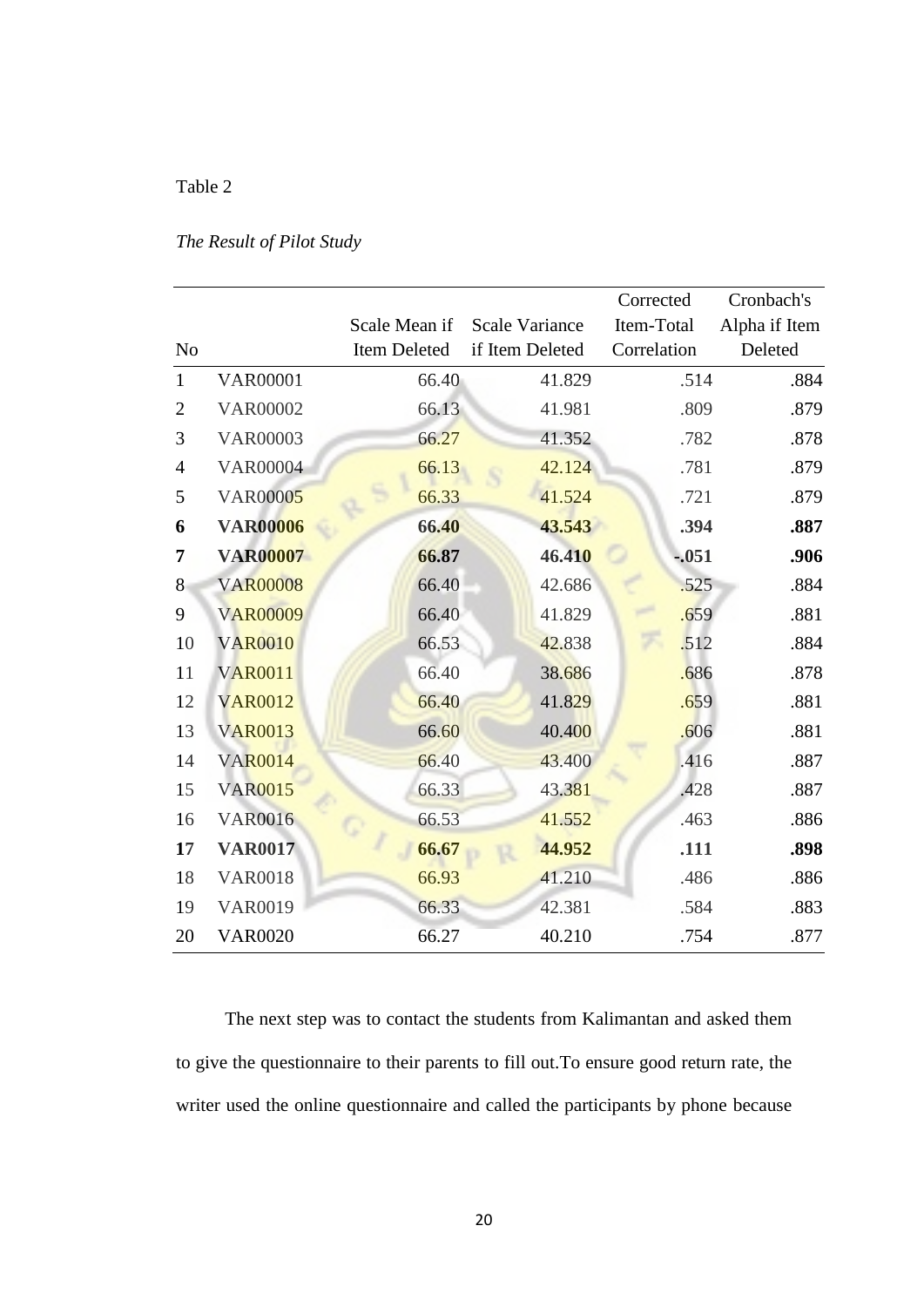Table 2

*The Result of Pilot Study*

| No | | Scale Mean if Item Deleted | Scale Variance if Item Deleted | Corrected Item-Total Correlation | Cronbach's Alpha if Item Deleted |
|---|---|---|---|---|---|
| 1 | VAR00001 | 66.40 | 41.829 | .514 | .884 |
| 2 | VAR00002 | 66.13 | 41.981 | .809 | .879 |
| 3 | VAR00003 | 66.27 | 41.352 | .782 | .878 |
| 4 | VAR00004 | 66.13 | 42.124 | .781 | .879 |
| 5 | VAR00005 | 66.33 | 41.524 | .721 | .879 |
| **6** | **VAR00006** | **66.40** | **43.543** | **.394** | **.887** |
| **7** | **VAR00007** | **66.87** | **46.410** | **-.051** | **.906** |
| 8 | VAR00008 | 66.40 | 42.686 | .525 | .884 |
| 9 | VAR00009 | 66.40 | 41.829 | .659 | .881 |
| 10 | VAR0010 | 66.53 | 42.838 | .512 | .884 |
| 11 | VAR0011 | 66.40 | 38.686 | .686 | .878 |
| 12 | VAR0012 | 66.40 | 41.829 | .659 | .881 |
| 13 | VAR0013 | 66.60 | 40.400 | .606 | .881 |
| 14 | VAR0014 | 66.40 | 43.400 | .416 | .887 |
| 15 | VAR0015 | 66.33 | 43.381 | .428 | .887 |
| 16 | VAR0016 | 66.53 | 41.552 | .463 | .886 |
| **17** | **VAR0017** | **66.67** | **44.952** | **.111** | **.898** |
| 18 | VAR0018 | 66.93 | 41.210 | .486 | .886 |
| 19 | VAR0019 | 66.33 | 42.381 | .584 | .883 |
| 20 | VAR0020 | 66.27 | 40.210 | .754 | .877 |

The next step was to contact the students from Kalimantan and asked them to give the questionnaire to their parents to fill out.To ensure good return rate, the writer used the online questionnaire and called the participants by phone because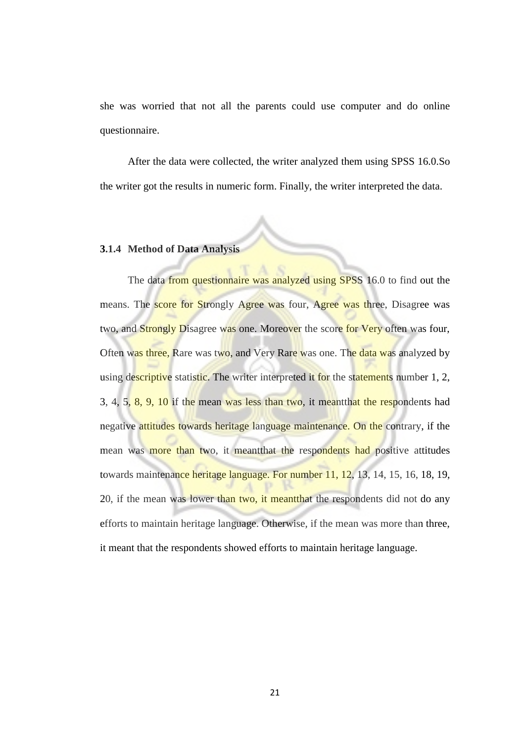she was worried that not all the parents could use computer and do online questionnaire.

After the data were collected, the writer analyzed them using SPSS 16.0.So the writer got the results in numeric form. Finally, the writer interpreted the data.

### 3.1.4 Method of Data Analysis

The data from questionnaire was analyzed using SPSS 16.0 to find out the means. The score for Strongly Agree was four, Agree was three, Disagree was two, and Strongly Disagree was one. Moreover the score for Very often was four, Often was three, Rare was two, and Very Rare was one. The data was analyzed by using descriptive statistic. The writer interpreted it for the statements number 1, 2, 3, 4, 5, 8, 9, 10 if the mean was less than two, it meantthat the respondents had negative attitudes towards heritage language maintenance. On the contrary, if the mean was more than two, it meantthat the respondents had positive attitudes towards maintenance heritage language. For number 11, 12, 13, 14, 15, 16, 18, 19, 20, if the mean was lower than two, it meantthat the respondents did not do any efforts to maintain heritage language. Otherwise, if the mean was more than three, it meant that the respondents showed efforts to maintain heritage language.